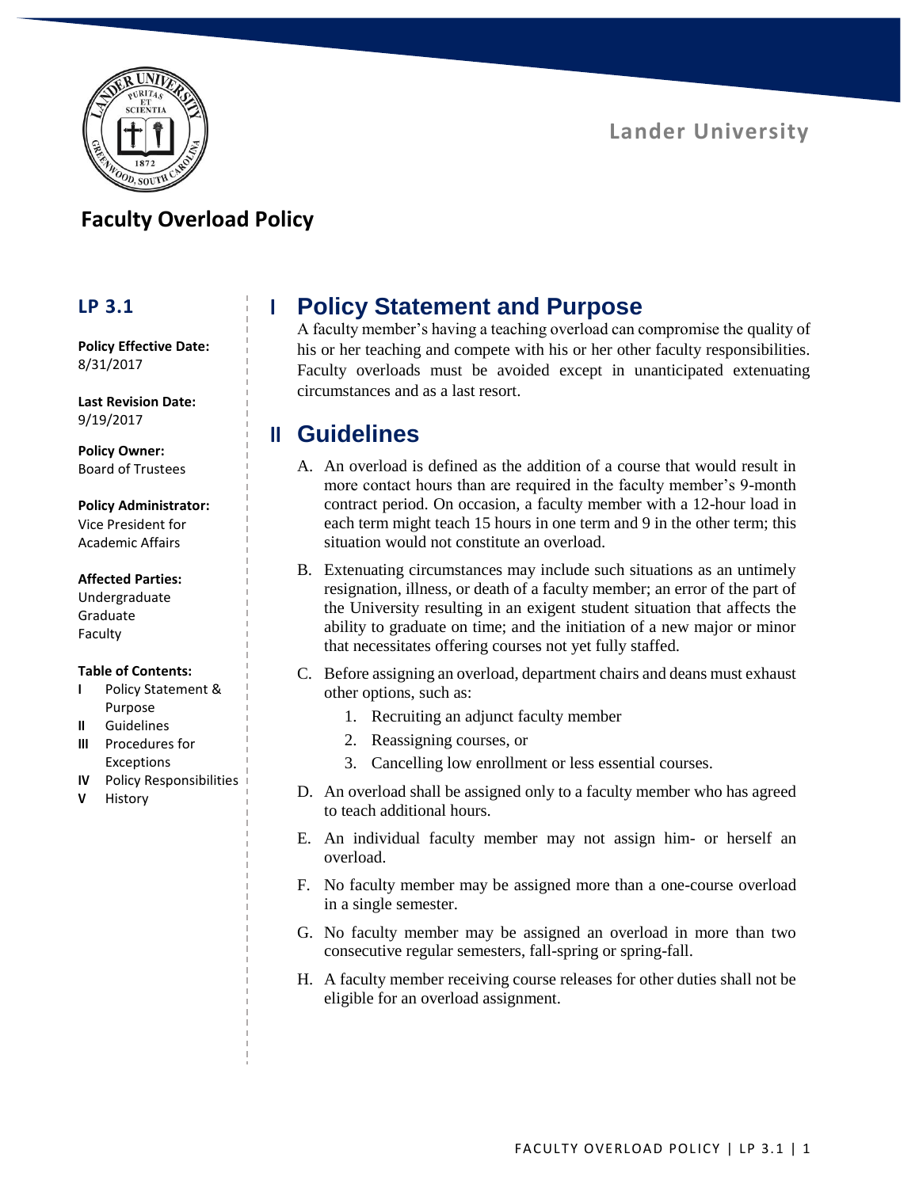Lander University

# Faculty Overload Policy

**LP 3.1**

**Policy Effective Date:** 8/31/2017

**Last Revision Date:** 9/19/2017

**Policy Owner:** Board of Trustees

**Policy Administrator:** Vice President for Academic Affairs

**Affected Parties:**
Undergraduate
Graduate
Faculty

**Table of Contents:**
- **I** Policy Statement & Purpose
- **II** Guidelines
- **III** Procedures for Exceptions
- **IV** Policy Responsibilities
- **V** History

## I Policy Statement and Purpose

A faculty member's having a teaching overload can compromise the quality of his or her teaching and compete with his or her other faculty responsibilities. Faculty overloads must be avoided except in unanticipated extenuating circumstances and as a last resort.

## II Guidelines

A. An overload is defined as the addition of a course that would result in more contact hours than are required in the faculty member's 9-month contract period. On occasion, a faculty member with a 12-hour load in each term might teach 15 hours in one term and 9 in the other term; this situation would not constitute an overload.

B. Extenuating circumstances may include such situations as an untimely resignation, illness, or death of a faculty member; an error of the part of the University resulting in an exigent student situation that affects the ability to graduate on time; and the initiation of a new major or minor that necessitates offering courses not yet fully staffed.

C. Before assigning an overload, department chairs and deans must exhaust other options, such as:

   1. Recruiting an adjunct faculty member
   2. Reassigning courses, or
   3. Cancelling low enrollment or less essential courses.

D. An overload shall be assigned only to a faculty member who has agreed to teach additional hours.

E. An individual faculty member may not assign him- or herself an overload.

F. No faculty member may be assigned more than a one-course overload in a single semester.

G. No faculty member may be assigned an overload in more than two consecutive regular semesters, fall-spring or spring-fall.

H. A faculty member receiving course releases for other duties shall not be eligible for an overload assignment.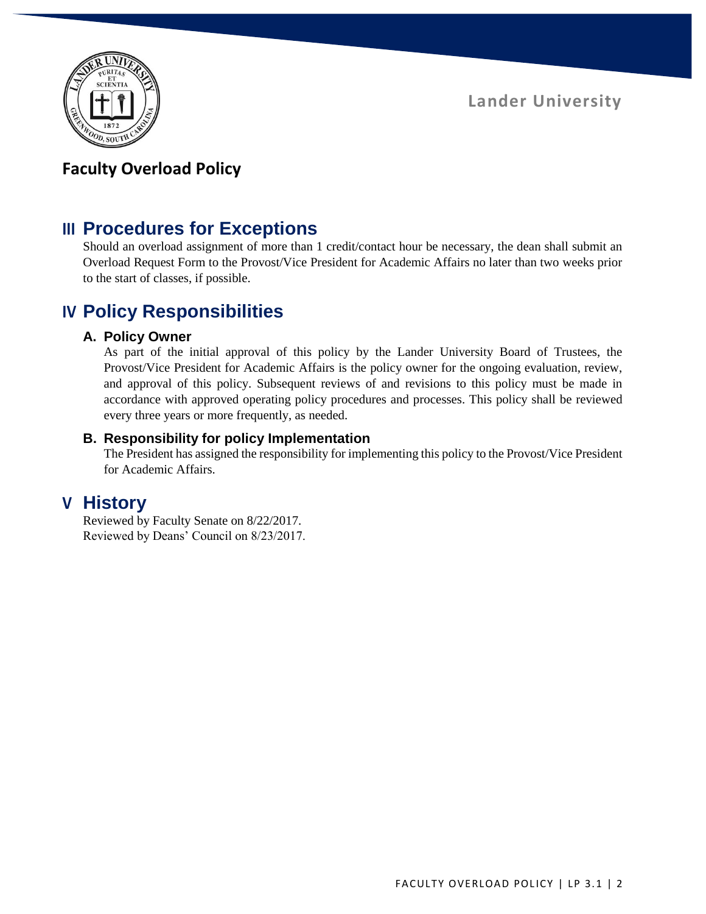## Faculty Overload Policy

# III Procedures for Exceptions

Should an overload assignment of more than 1 credit/contact hour be necessary, the dean shall submit an Overload Request Form to the Provost/Vice President for Academic Affairs no later than two weeks prior to the start of classes, if possible.

# IV Policy Responsibilities

### A. Policy Owner

As part of the initial approval of this policy by the Lander University Board of Trustees, the Provost/Vice President for Academic Affairs is the policy owner for the ongoing evaluation, review, and approval of this policy. Subsequent reviews of and revisions to this policy must be made in accordance with approved operating policy procedures and processes. This policy shall be reviewed every three years or more frequently, as needed.

### B. Responsibility for policy Implementation

The President has assigned the responsibility for implementing this policy to the Provost/Vice President for Academic Affairs.

# V History

Reviewed by Faculty Senate on 8/22/2017.
Reviewed by Deans' Council on 8/23/2017.